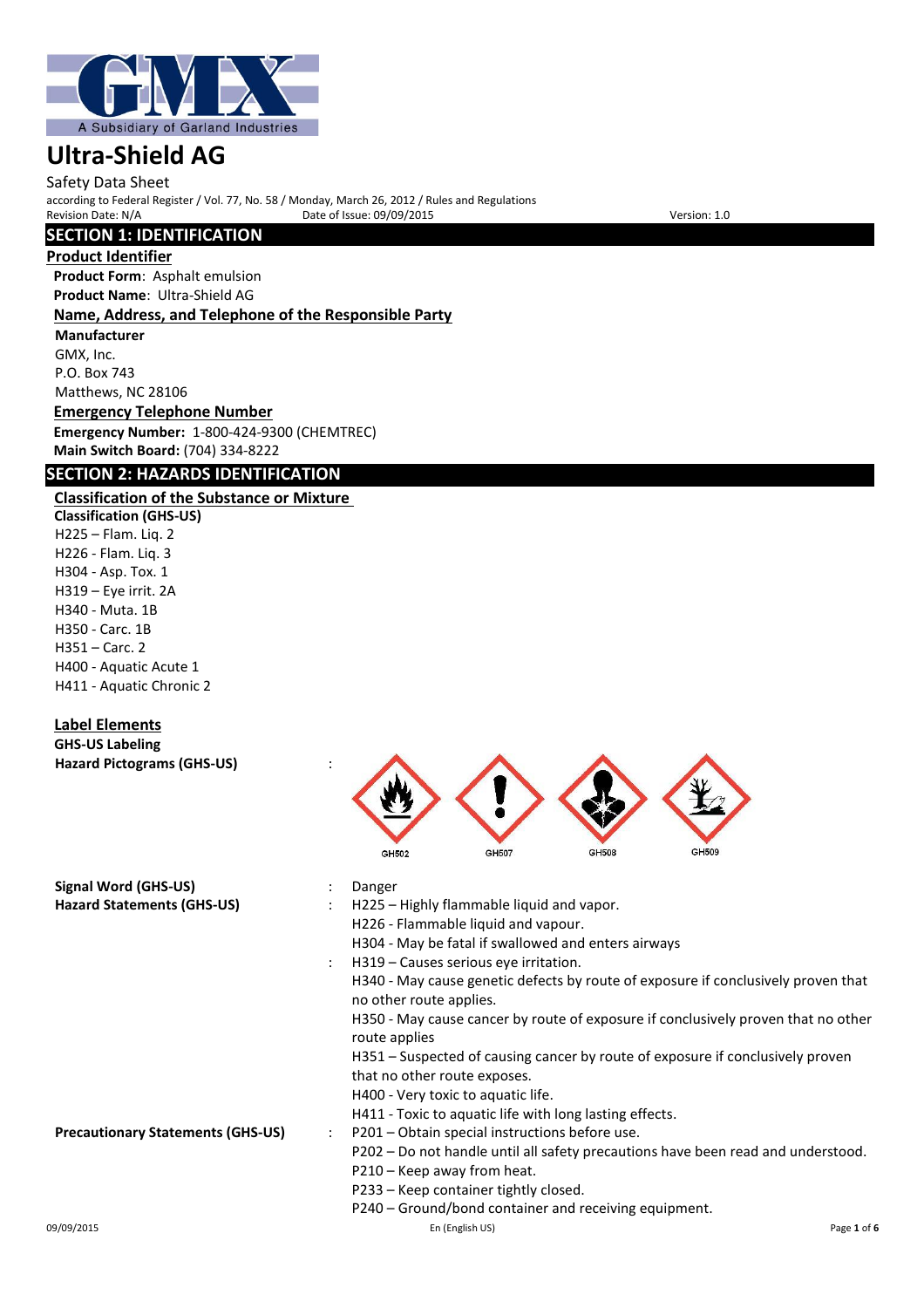GMX

A Subsidiary of Garland Industries

# Ultra-Shield AG

Safety Data Sheet

according to Federal Register / Vol. 77, No. 58 / Monday, March 26, 2012 / Rules and Regulations

Revision Date: N/A    Date of Issue: 09/09/2015    Version: 1.0

## SECTION 1: IDENTIFICATION

### Product Identifier

**Product Form**: Asphalt emulsion

**Product Name**: Ultra-Shield AG

### Name, Address, and Telephone of the Responsible Party

**Manufacturer**

GMX, Inc.
P.O. Box 743
Matthews, NC 28106

### Emergency Telephone Number

**Emergency Number:** 1-800-424-9300 (CHEMTREC)

**Main Switch Board:** (704) 334-8222

## SECTION 2: HAZARDS IDENTIFICATION

### Classification of the Substance or Mixture

**Classification (GHS-US)**

H225 – Flam. Liq. 2
H226 - Flam. Liq. 3
H304 - Asp. Tox. 1
H319 – Eye irrit. 2A
H340 - Muta. 1B
H350 - Carc. 1B
H351 – Carc. 2
H400 - Aquatic Acute 1
H411 - Aquatic Chronic 2

### Label Elements

**GHS-US Labeling**

**Hazard Pictograms (GHS-US)** :

GHS02 GHS07 GHS08 GHS09

**Signal Word (GHS-US)** : Danger

**Hazard Statements (GHS-US)** :

H225 – Highly flammable liquid and vapor.
H226 - Flammable liquid and vapour.
H304 - May be fatal if swallowed and enters airways
H319 – Causes serious eye irritation.
H340 - May cause genetic defects by route of exposure if conclusively proven that no other route applies.
H350 - May cause cancer by route of exposure if conclusively proven that no other route applies
H351 – Suspected of causing cancer by route of exposure if conclusively proven that no other route exposes.
H400 - Very toxic to aquatic life.
H411 - Toxic to aquatic life with long lasting effects.

**Precautionary Statements (GHS-US)** :

P201 – Obtain special instructions before use.
P202 – Do not handle until all safety precautions have been read and understood.
P210 – Keep away from heat.
P233 – Keep container tightly closed.
P240 – Ground/bond container and receiving equipment.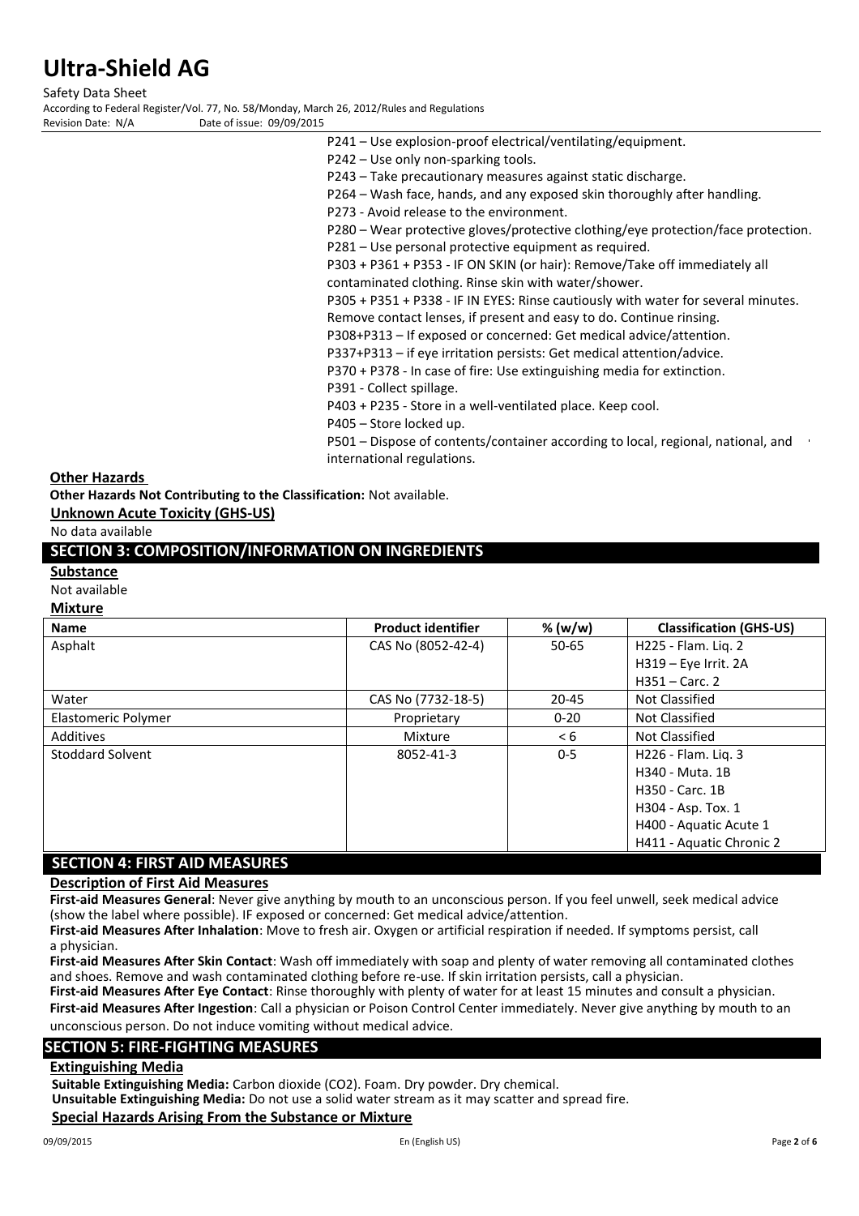P241 – Use explosion-proof electrical/ventilating/equipment.
P242 – Use only non-sparking tools.
P243 – Take precautionary measures against static discharge.
P264 – Wash face, hands, and any exposed skin thoroughly after handling.
P273 - Avoid release to the environment.
P280 – Wear protective gloves/protective clothing/eye protection/face protection.
P281 – Use personal protective equipment as required.
P303 + P361 + P353 - IF ON SKIN (or hair): Remove/Take off immediately all contaminated clothing. Rinse skin with water/shower.
P305 + P351 + P338 - IF IN EYES: Rinse cautiously with water for several minutes. Remove contact lenses, if present and easy to do. Continue rinsing.
P308+P313 – If exposed or concerned: Get medical advice/attention.
P337+P313 – if eye irritation persists: Get medical attention/advice.
P370 + P378 - In case of fire: Use extinguishing media for extinction.
P391 - Collect spillage.
P403 + P235 - Store in a well-ventilated place. Keep cool.
P405 – Store locked up.
P501 – Dispose of contents/container according to local, regional, national, and international regulations.

**Other Hazards**

**Other Hazards Not Contributing to the Classification:** Not available.

**Unknown Acute Toxicity (GHS-US)**

No data available

## SECTION 3: COMPOSITION/INFORMATION ON INGREDIENTS

**Substance**

Not available

**Mixture**

| Name | Product identifier | % (w/w) | Classification (GHS-US) |
|---|---|---|---|
| Asphalt | CAS No (8052-42-4) | 50-65 | H225 - Flam. Liq. 2<br>H319 – Eye Irrit. 2A<br>H351 – Carc. 2 |
| Water | CAS No (7732-18-5) | 20-45 | Not Classified |
| Elastomeric Polymer | Proprietary | 0-20 | Not Classified |
| Additives | Mixture | < 6 | Not Classified |
| Stoddard Solvent | 8052-41-3 | 0-5 | H226 - Flam. Liq. 3<br>H340 - Muta. 1B<br>H350 - Carc. 1B<br>H304 - Asp. Tox. 1<br>H400 - Aquatic Acute 1<br>H411 - Aquatic Chronic 2 |

## SECTION 4: FIRST AID MEASURES

**Description of First Aid Measures**

**First-aid Measures General**: Never give anything by mouth to an unconscious person. If you feel unwell, seek medical advice (show the label where possible). IF exposed or concerned: Get medical advice/attention.

**First-aid Measures After Inhalation**: Move to fresh air. Oxygen or artificial respiration if needed. If symptoms persist, call a physician.

**First-aid Measures After Skin Contact**: Wash off immediately with soap and plenty of water removing all contaminated clothes and shoes. Remove and wash contaminated clothing before re-use. If skin irritation persists, call a physician.

**First-aid Measures After Eye Contact**: Rinse thoroughly with plenty of water for at least 15 minutes and consult a physician.

**First-aid Measures After Ingestion**: Call a physician or Poison Control Center immediately. Never give anything by mouth to an unconscious person. Do not induce vomiting without medical advice.

## SECTION 5: FIRE-FIGHTING MEASURES

**Extinguishing Media**

**Suitable Extinguishing Media:** Carbon dioxide ($CO_2$). Foam. Dry powder. Dry chemical.

**Unsuitable Extinguishing Media:** Do not use a solid water stream as it may scatter and spread fire.

**Special Hazards Arising From the Substance or Mixture**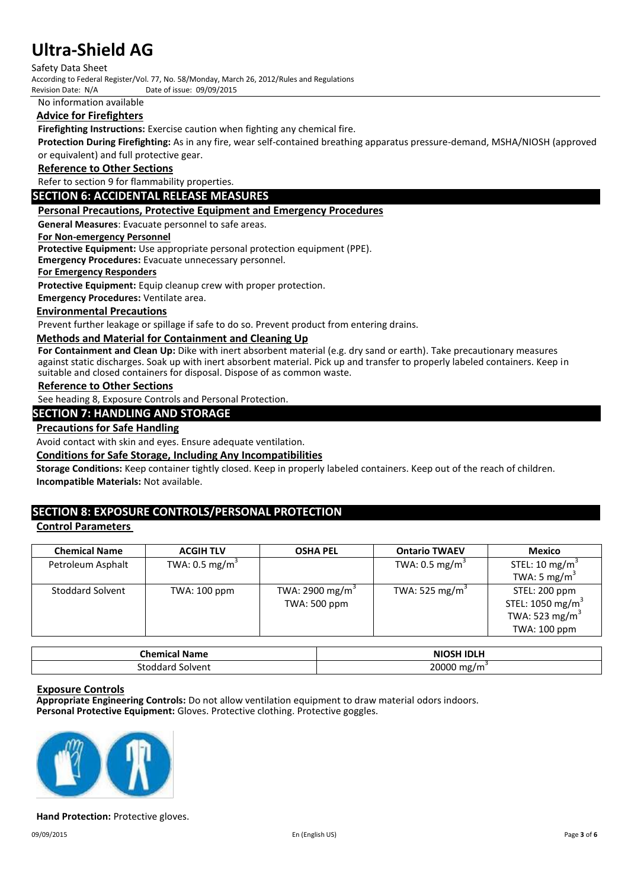No information available

### Advice for Firefighters

**Firefighting Instructions:** Exercise caution when fighting any chemical fire.

**Protection During Firefighting:** As in any fire, wear self-contained breathing apparatus pressure-demand, MSHA/NIOSH (approved or equivalent) and full protective gear.

### Reference to Other Sections

Refer to section 9 for flammability properties.

## SECTION 6: ACCIDENTAL RELEASE MEASURES

### Personal Precautions, Protective Equipment and Emergency Procedures

**General Measures**: Evacuate personnel to safe areas.

**For Non-emergency Personnel**

**Protective Equipment:** Use appropriate personal protection equipment (PPE).

**Emergency Procedures:** Evacuate unnecessary personnel.

**For Emergency Responders**

**Protective Equipment:** Equip cleanup crew with proper protection.

**Emergency Procedures:** Ventilate area.

### Environmental Precautions

Prevent further leakage or spillage if safe to do so. Prevent product from entering drains.

### Methods and Material for Containment and Cleaning Up

**For Containment and Clean Up:** Dike with inert absorbent material (e.g. dry sand or earth). Take precautionary measures against static discharges. Soak up with inert absorbent material. Pick up and transfer to properly labeled containers. Keep in suitable and closed containers for disposal. Dispose of as common waste.

### Reference to Other Sections

See heading 8, Exposure Controls and Personal Protection.

## SECTION 7: HANDLING AND STORAGE

### Precautions for Safe Handling

Avoid contact with skin and eyes. Ensure adequate ventilation.

### Conditions for Safe Storage, Including Any Incompatibilities

**Storage Conditions:** Keep container tightly closed. Keep in properly labeled containers. Keep out of the reach of children.

**Incompatible Materials:** Not available.

## SECTION 8: EXPOSURE CONTROLS/PERSONAL PROTECTION

### Control Parameters

| Chemical Name | ACGIH TLV | OSHA PEL | Ontario TWAEV | Mexico |
|---|---|---|---|---|
| Petroleum Asphalt | TWA: 0.5 $mg/m^3$ | | TWA: 0.5 $mg/m^3$ | STEL: 10 $mg/m^3$<br>TWA: 5 $mg/m^3$ |
| Stoddard Solvent | TWA: 100 ppm | TWA: 2900 $mg/m^3$<br>TWA: 500 ppm | TWA: 525 $mg/m^3$ | STEL: 200 ppm<br>STEL: 1050 $mg/m^3$<br>TWA: 523 $mg/m^3$<br>TWA: 100 ppm |

| Chemical Name | NIOSH IDLH |
|---|---|
| Stoddard Solvent | 20000 $mg/m^3$ |

### Exposure Controls

**Appropriate Engineering Controls:** Do not allow ventilation equipment to draw material odors indoors.

**Personal Protective Equipment:** Gloves. Protective clothing. Protective goggles.

**Hand Protection:** Protective gloves.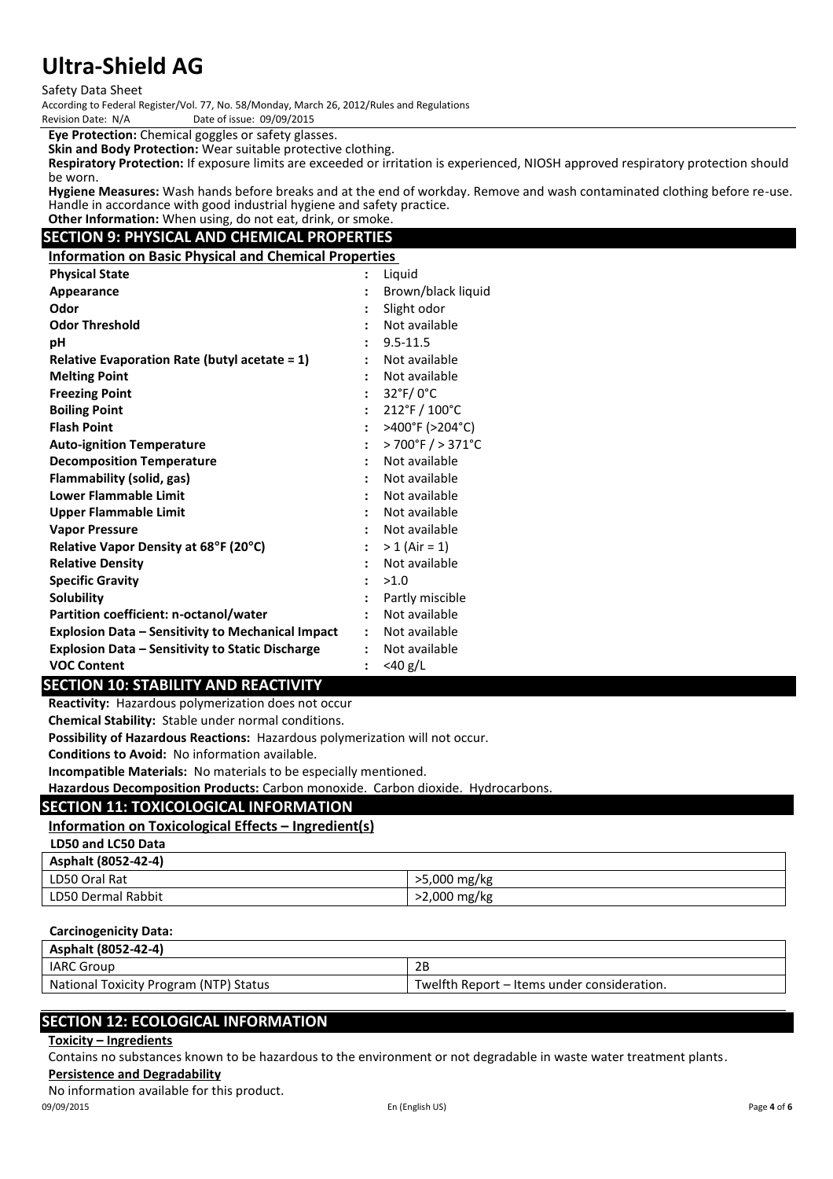**Eye Protection:** Chemical goggles or safety glasses.

**Skin and Body Protection:** Wear suitable protective clothing.

**Respiratory Protection:** If exposure limits are exceeded or irritation is experienced, NIOSH approved respiratory protection should be worn.

**Hygiene Measures:** Wash hands before breaks and at the end of workday. Remove and wash contaminated clothing before re-use. Handle in accordance with good industrial hygiene and safety practice.

**Other Information:** When using, do not eat, drink, or smoke.

## SECTION 9: PHYSICAL AND CHEMICAL PROPERTIES

### Information on Basic Physical and Chemical Properties

| Property | Value |
|---|---|
| **Physical State** | Liquid |
| **Appearance** | Brown/black liquid |
| **Odor** | Slight odor |
| **Odor Threshold** | Not available |
| **pH** | 9.5-11.5 |
| **Relative Evaporation Rate (butyl acetate = 1)** | Not available |
| **Melting Point** | Not available |
| **Freezing Point** | 32°F/ 0°C |
| **Boiling Point** | 212°F / 100°C |
| **Flash Point** | >400°F (>204°C) |
| **Auto-ignition Temperature** | > 700°F / > 371°C |
| **Decomposition Temperature** | Not available |
| **Flammability (solid, gas)** | Not available |
| **Lower Flammable Limit** | Not available |
| **Upper Flammable Limit** | Not available |
| **Vapor Pressure** | Not available |
| **Relative Vapor Density at 68°F (20°C)** | > 1 (Air = 1) |
| **Relative Density** | Not available |
| **Specific Gravity** | >1.0 |
| **Solubility** | Partly miscible |
| **Partition coefficient: n-octanol/water** | Not available |
| **Explosion Data – Sensitivity to Mechanical Impact** | Not available |
| **Explosion Data – Sensitivity to Static Discharge** | Not available |
| **VOC Content** | <40 g/L |

## SECTION 10: STABILITY AND REACTIVITY

**Reactivity:** Hazardous polymerization does not occur

**Chemical Stability:** Stable under normal conditions.

**Possibility of Hazardous Reactions:** Hazardous polymerization will not occur.

**Conditions to Avoid:** No information available.

**Incompatible Materials:** No materials to be especially mentioned.

**Hazardous Decomposition Products:** Carbon monoxide. Carbon dioxide. Hydrocarbons.

## SECTION 11: TOXICOLOGICAL INFORMATION

### Information on Toxicological Effects – Ingredient(s)

**LD50 and LC50 Data**

| Asphalt (8052-42-4) | |
|---|---|
| LD50 Oral Rat | >5,000 mg/kg |
| LD50 Dermal Rabbit | >2,000 mg/kg |

**Carcinogenicity Data:**

| Asphalt (8052-42-4) | |
|---|---|
| IARC Group | 2B |
| National Toxicity Program (NTP) Status | Twelfth Report – Items under consideration. |

## SECTION 12: ECOLOGICAL INFORMATION

**Toxicity – Ingredients**

Contains no substances known to be hazardous to the environment or not degradable in waste water treatment plants.

**Persistence and Degradability**

No information available for this product.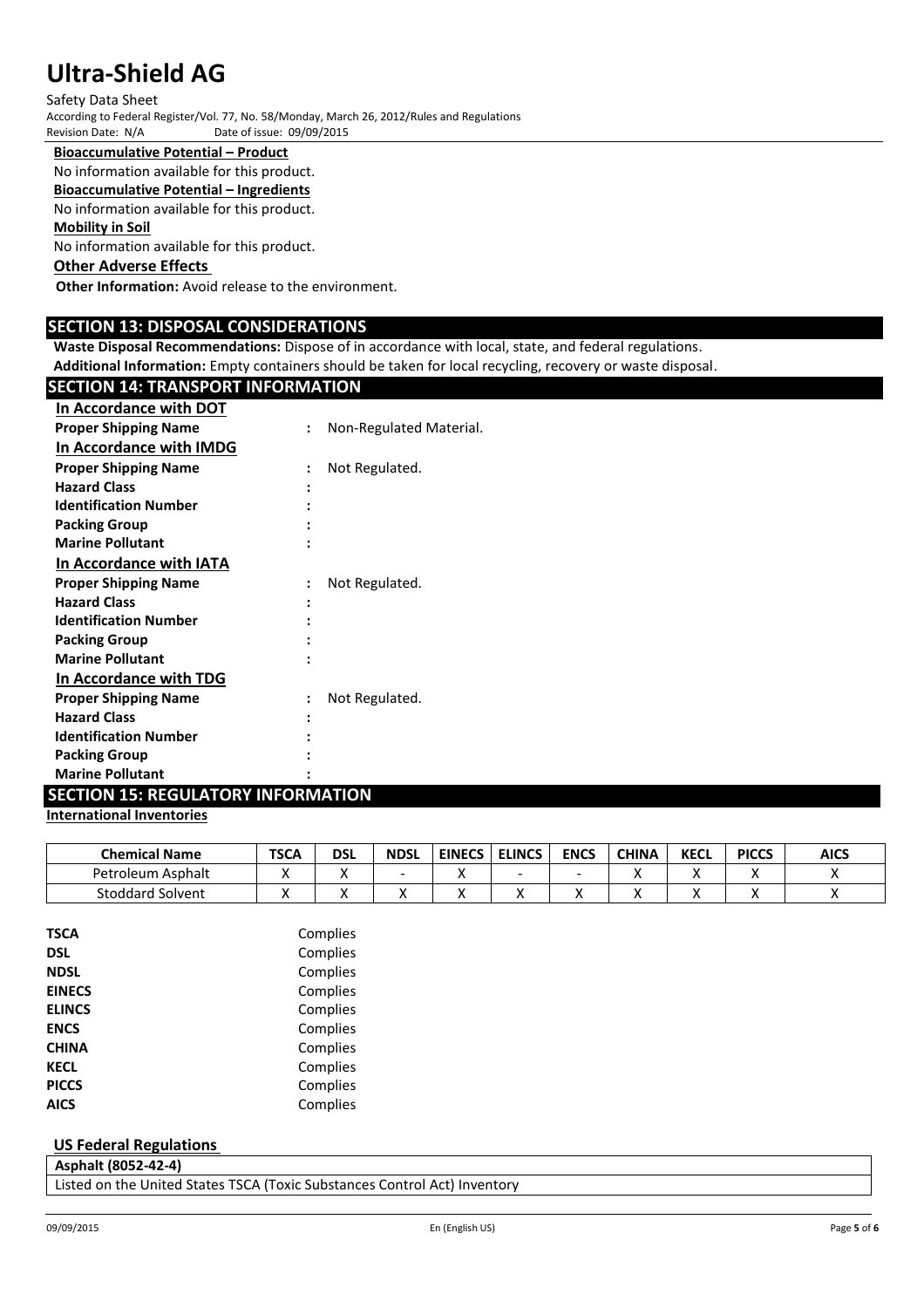**Bioaccumulative Potential – Product**

No information available for this product.

**Bioaccumulative Potential – Ingredients**

No information available for this product.

**Mobility in Soil**

No information available for this product.

**Other Adverse Effects**

**Other Information:** Avoid release to the environment.

## SECTION 13: DISPOSAL CONSIDERATIONS

**Waste Disposal Recommendations:** Dispose of in accordance with local, state, and federal regulations.

**Additional Information:** Empty containers should be taken for local recycling, recovery or waste disposal.

## SECTION 14: TRANSPORT INFORMATION

**In Accordance with DOT**

**Proper Shipping Name** : Non-Regulated Material.

**In Accordance with IMDG**

**Proper Shipping Name** : Not Regulated.
**Hazard Class** :
**Identification Number** :
**Packing Group** :
**Marine Pollutant** :

**In Accordance with IATA**

**Proper Shipping Name** : Not Regulated.
**Hazard Class** :
**Identification Number** :
**Packing Group** :
**Marine Pollutant** :

**In Accordance with TDG**

**Proper Shipping Name** : Not Regulated.
**Hazard Class** :
**Identification Number** :
**Packing Group** :
**Marine Pollutant** :

## SECTION 15: REGULATORY INFORMATION

**International Inventories**

| Chemical Name | TSCA | DSL | NDSL | EINECS | ELINCS | ENCS | CHINA | KECL | PICCS | AICS |
|---|---|---|---|---|---|---|---|---|---|---|
| Petroleum Asphalt | X | X | - | X | - | - | X | X | X | X |
| Stoddard Solvent | X | X | X | X | X | X | X | X | X | X |

| | |
|---|---|
| **TSCA** | Complies |
| **DSL** | Complies |
| **NDSL** | Complies |
| **EINECS** | Complies |
| **ELINCS** | Complies |
| **ENCS** | Complies |
| **CHINA** | Complies |
| **KECL** | Complies |
| **PICCS** | Complies |
| **AICS** | Complies |

**US Federal Regulations**

| Asphalt (8052-42-4) |
|---|
| Listed on the United States TSCA (Toxic Substances Control Act) Inventory |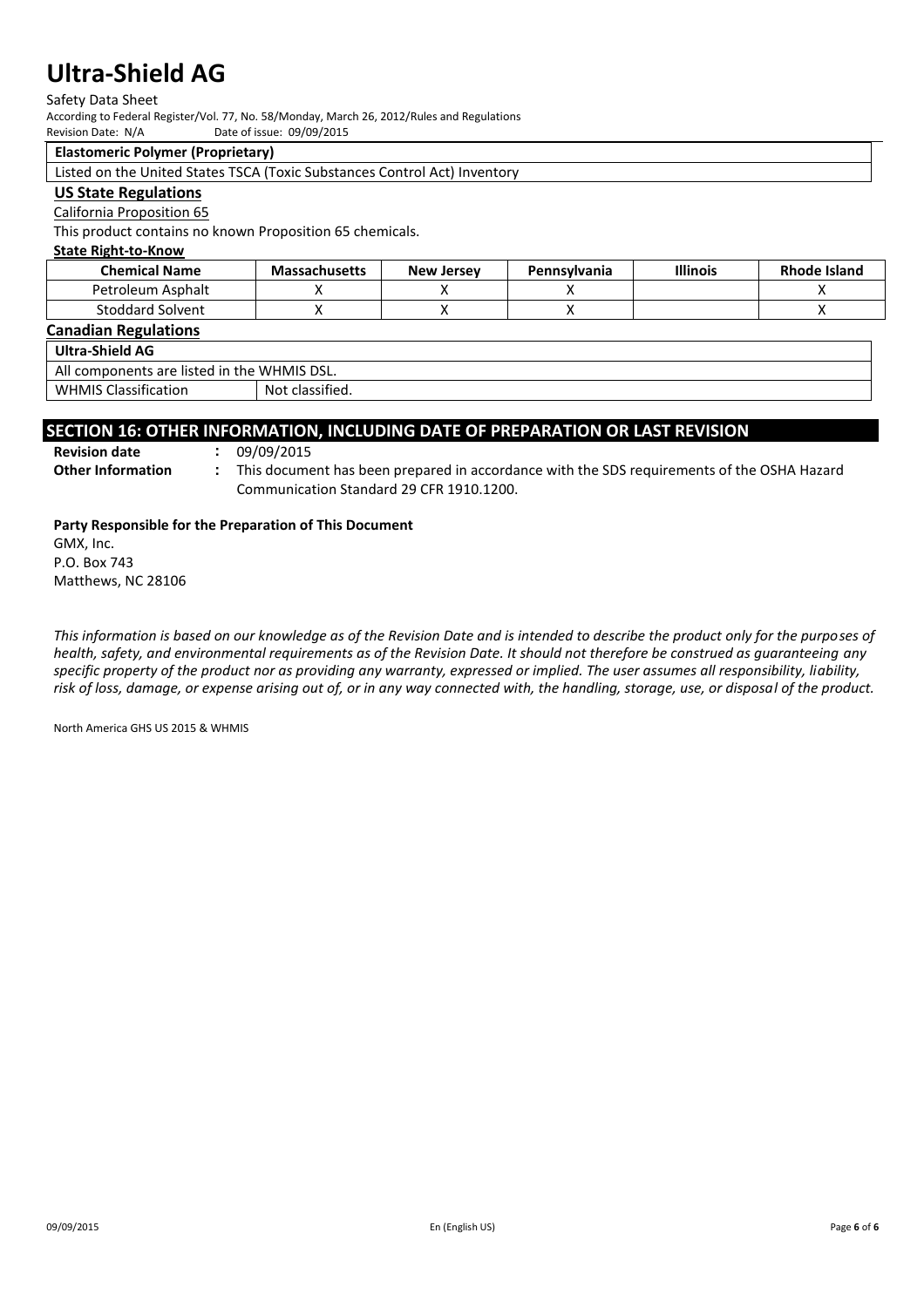| Elastomeric Polymer (Proprietary) |
|---|
| Listed on the United States TSCA (Toxic Substances Control Act) Inventory |

### US State Regulations

California Proposition 65

This product contains no known Proposition 65 chemicals.

**State Right-to-Know**

| Chemical Name | Massachusetts | New Jersey | Pennsylvania | Illinois | Rhode Island |
|---|---|---|---|---|---|
| Petroleum Asphalt | X | X | X | | X |
| Stoddard Solvent | X | X | X | | X |

### Canadian Regulations

| Ultra-Shield AG | |
|---|---|
| All components are listed in the WHMIS DSL. | |
| WHMIS Classification | Not classified. |

## SECTION 16: OTHER INFORMATION, INCLUDING DATE OF PREPARATION OR LAST REVISION

**Revision date** : 09/09/2015

**Other Information** : This document has been prepared in accordance with the SDS requirements of the OSHA Hazard Communication Standard 29 CFR 1910.1200.

**Party Responsible for the Preparation of This Document**

GMX, Inc.
P.O. Box 743
Matthews, NC 28106

*This information is based on our knowledge as of the Revision Date and is intended to describe the product only for the purposes of health, safety, and environmental requirements as of the Revision Date. It should not therefore be construed as guaranteeing any specific property of the product nor as providing any warranty, expressed or implied. The user assumes all responsibility, liability, risk of loss, damage, or expense arising out of, or in any way connected with, the handling, storage, use, or disposal of the product.*

North America GHS US 2015 & WHMIS